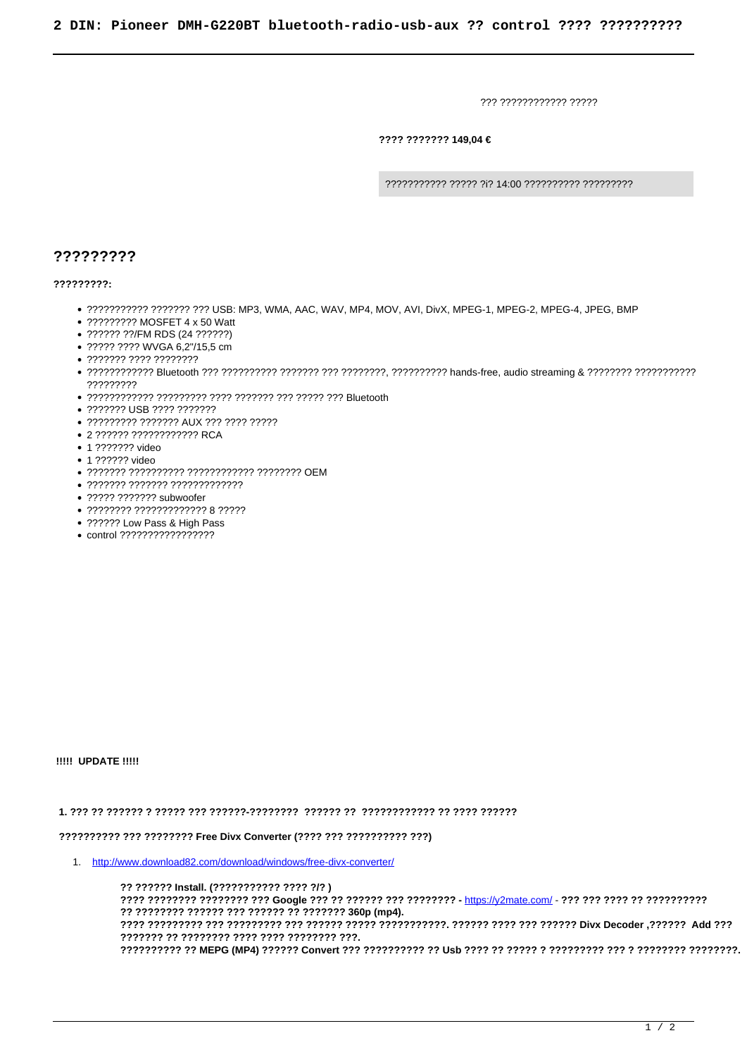# 2 DIN: Pioneer DMH-G220BT bluetooth-radio-usb-aux ?? control ???? ??????????

??? ???????????? ?????

**???? ??????? 149,04 €**

??????????? ????? ?i? 14:00 ?????????? ?????????

## ?????????

**?????????:**

- ??????????? ??????? ??? USB: MP3, WMA, AAC, WAV, MP4, MOV, AVI, DivX, MPEG-1, MPEG-2, MPEG-4, JPEG, BMP
- ????????? MOSFET 4 x 50 Watt
- ?????? ??/FM RDS (24 ??????)
- ????? ???? WVGA 6,2"/15,5 cm
- ??????? ???? ????????
- ???????????? Bluetooth ??? ?????????? ??????? ??? ????????, ?????????? hands-free, audio streaming & ???????? ??????????? ?????????
- ???????????? ????????? ???? ??????? ??? ????? ??? Bluetooth
- ??????? USB ???? ???????
- ????????? ??????? AUX ??? ???? ?????
- 2 ?????? ???????????? RCA
- 1 ??????? video
- 1 ?????? video
- ??????? ?????????? ???????????? ???????? OEM
- ??????? ??????? ?????????????
- ????? ??????? subwoofer
- ???????? ????????????? 8 ?????
- ?????? Low Pass & High Pass
- control ?????????????????

**!!!!! UPDATE !!!!!**

**1. ??? ?? ?????? ? ????? ??? ??????-???????? ?????? ?? ???????????? ?? ???? ??????**

**?????????? ??? ???????? Free Divx Converter (???? ??? ?????????? ???)**

1. http://www.download82.com/download/windows/free-divx-converter/

   **?? ?????? Install. (??????????? ???? ?/? )**
   **???? ???????? ???????? ??? Google ??? ?? ?????? ??? ???????? - https://y2mate.com/ - ??? ??? ???? ?? ?????????? ?? ???????? ?????? ??? ?????? ?? ??????? 360p (mp4).**
   **???? ????????? ??? ????????? ??? ?????? ????? ???????????. ?????? ???? ??? ?????? Divx Decoder ,?????? Add ??? ??????? ?? ???????? ???? ???? ???????? ???.**
   **?????????? ?? MEPG (MP4) ?????? Convert ??? ?????????? ?? Usb ???? ?? ????? ? ????????? ??? ? ???????? ????????.**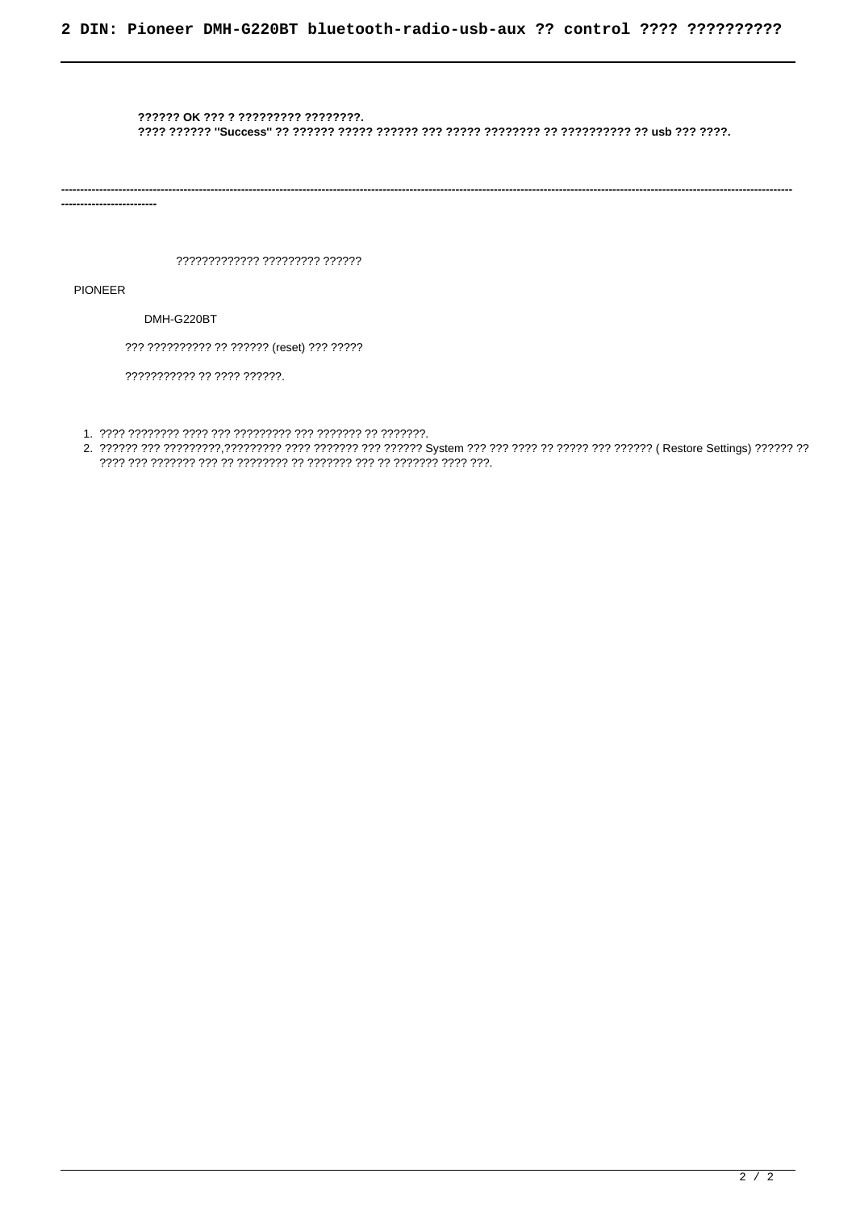**?????? OK ??? ? ????????? ????????.**
**???? ?????? "Success" ?? ?????? ????? ?????? ??? ????? ???????? ?? ?????????? ?? usb ??? ????.**

---

????????????? ????????? ??????

PIONEER

DMH-G220BT

??? ?????????? ?? ?????? (reset) ??? ?????

??????????? ?? ???? ??????.

1. ???? ???????? ???? ??? ????????? ??? ??????? ?? ???????.
2. ?????? ??? ?????????,????????? ???? ??????? ??? ?????? System ??? ??? ???? ?? ????? ??? ?????? ( Restore Settings) ?????? ?? ???? ??? ??????? ??? ?? ???????? ?? ??????? ??? ?? ??????? ???? ???.